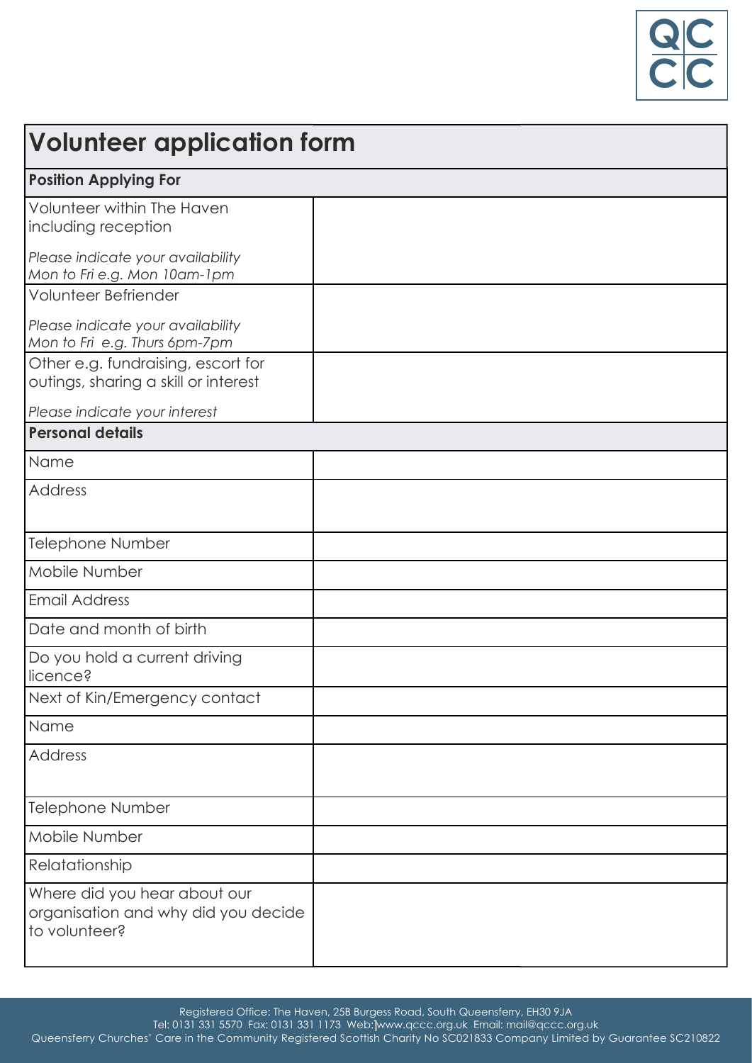# Volunteer application form

| **Position Applying For** | |
|---|---|
| Volunteer within The Haven including reception<br><br>*Please indicate your availability Mon to Fri e.g. Mon 10am-1pm* | |
| Volunteer Befriender<br><br>*Please indicate your availability Mon to Fri e.g. Thurs 6pm-7pm* | |
| Other e.g. fundraising, escort for outings, sharing a skill or interest<br><br>*Please indicate your interest* | |
| **Personal details** | |
| Name | |
| Address | |
| Telephone Number | |
| Mobile Number | |
| Email Address | |
| Date and month of birth | |
| Do you hold a current driving licence? | |
| Next of Kin/Emergency contact | |
| Name | |
| Address | |
| Telephone Number | |
| Mobile Number | |
| Relatatationship | |
| Where did you hear about our organisation and why did you decide to volunteer? | |

Registered Office: The Haven, 25B Burgess Road, South Queensferry, EH30 9JA
Tel: 0131 331 5570 Fax: 0131 331 1173 Web: www.qccc.org.uk Email: mail@qccc.org.uk
Queensferry Churches' Care in the Community Registered Scottish Charity No SC021833 Company Limited by Guarantee SC210822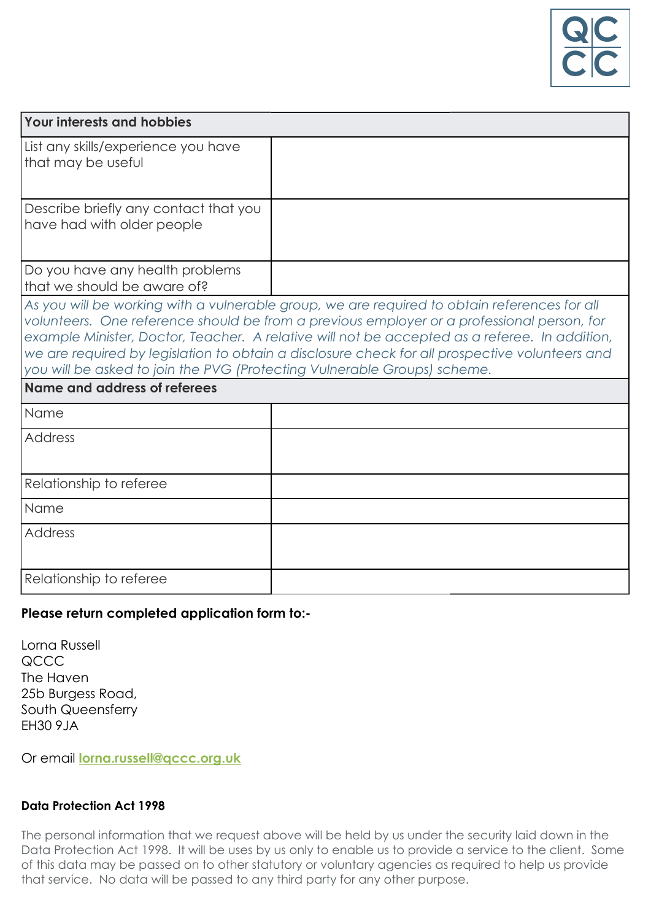| Your interests and hobbies | |
|---|---|
| List any skills/experience you have that may be useful | |
| Describe briefly any contact that you have had with older people | |
| Do you have any health problems that we should be aware of? | |

*As you will be working with a vulnerable group, we are required to obtain references for all volunteers. One reference should be from a previous employer or a professional person, for example Minister, Doctor, Teacher. A relative will not be accepted as a referee. In addition, we are required by legislation to obtain a disclosure check for all prospective volunteers and you will be asked to join the PVG (Protecting Vulnerable Groups) scheme.*

| Name and address of referees | |
|---|---|
| Name | |
| Address | |
| Relationship to referee | |
| Name | |
| Address | |
| Relationship to referee | |

**Please return completed application form to:-**

Lorna Russell
QCCC
The Haven
25b Burgess Road,
South Queensferry
EH30 9JA

Or email **lorna.russell@qccc.org.uk**

**Data Protection Act 1998**

The personal information that we request above will be held by us under the security laid down in the Data Protection Act 1998. It will be uses by us only to enable us to provide a service to the client. Some of this data may be passed on to other statutory or voluntary agencies as required to help us provide that service. No data will be passed to any third party for any other purpose.